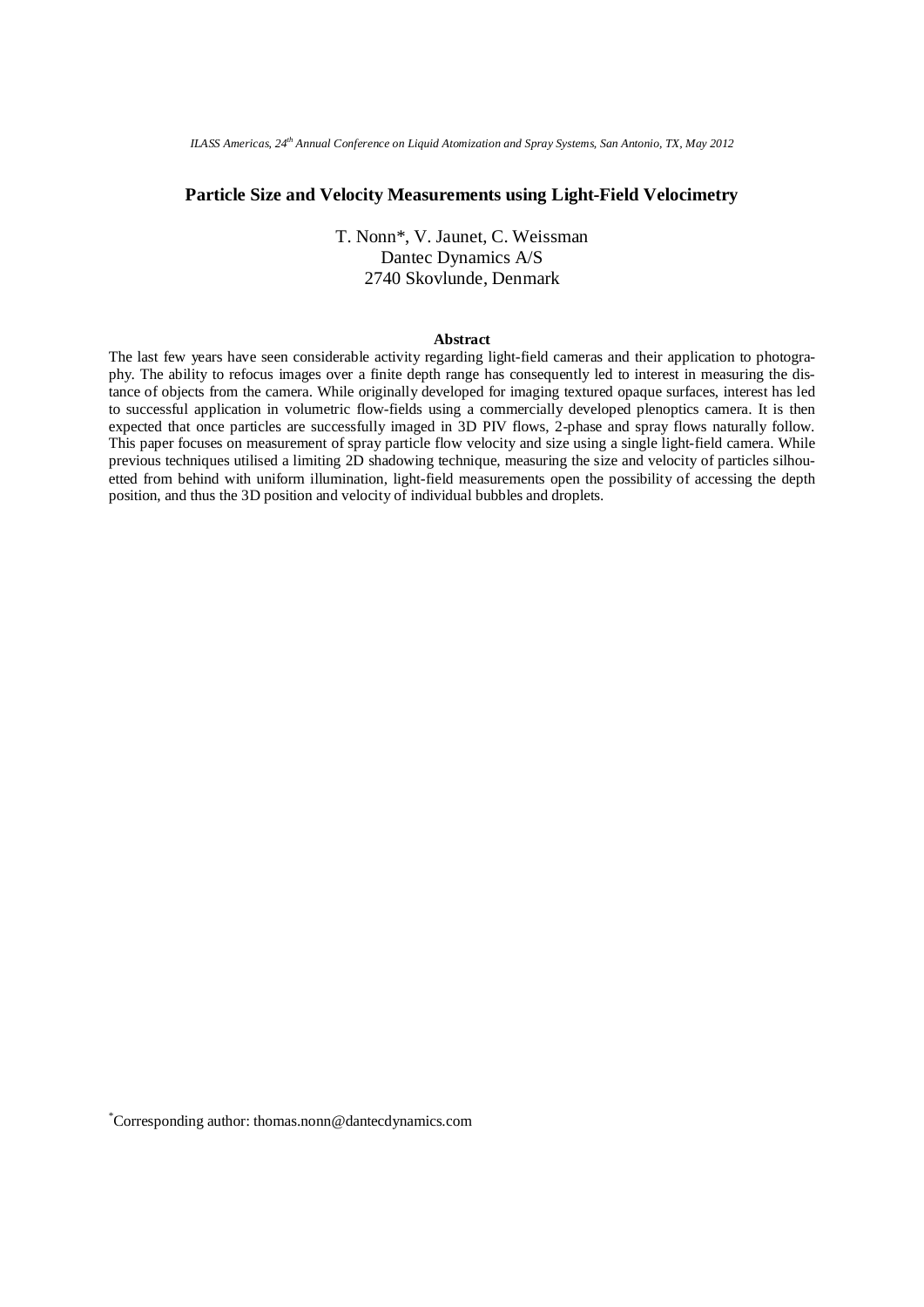# Particle Size and Velocity Measurements using Light-Field Velocimetry

T. Nonn*, V. Jaunet, C. Weissman
Dantec Dynamics A/S
2740 Skovlunde, Denmark

## Abstract

The last few years have seen considerable activity regarding light-field cameras and their application to photography. The ability to refocus images over a finite depth range has consequently led to interest in measuring the distance of objects from the camera. While originally developed for imaging textured opaque surfaces, interest has led to successful application in volumetric flow-fields using a commercially developed plenoptics camera. It is then expected that once particles are successfully imaged in 3D PIV flows, 2-phase and spray flows naturally follow. This paper focuses on measurement of spray particle flow velocity and size using a single light-field camera. While previous techniques utilised a limiting 2D shadowing technique, measuring the size and velocity of particles silhouetted from behind with uniform illumination, light-field measurements open the possibility of accessing the depth position, and thus the 3D position and velocity of individual bubbles and droplets.

*Corresponding author: thomas.nonn@dantecdynamics.com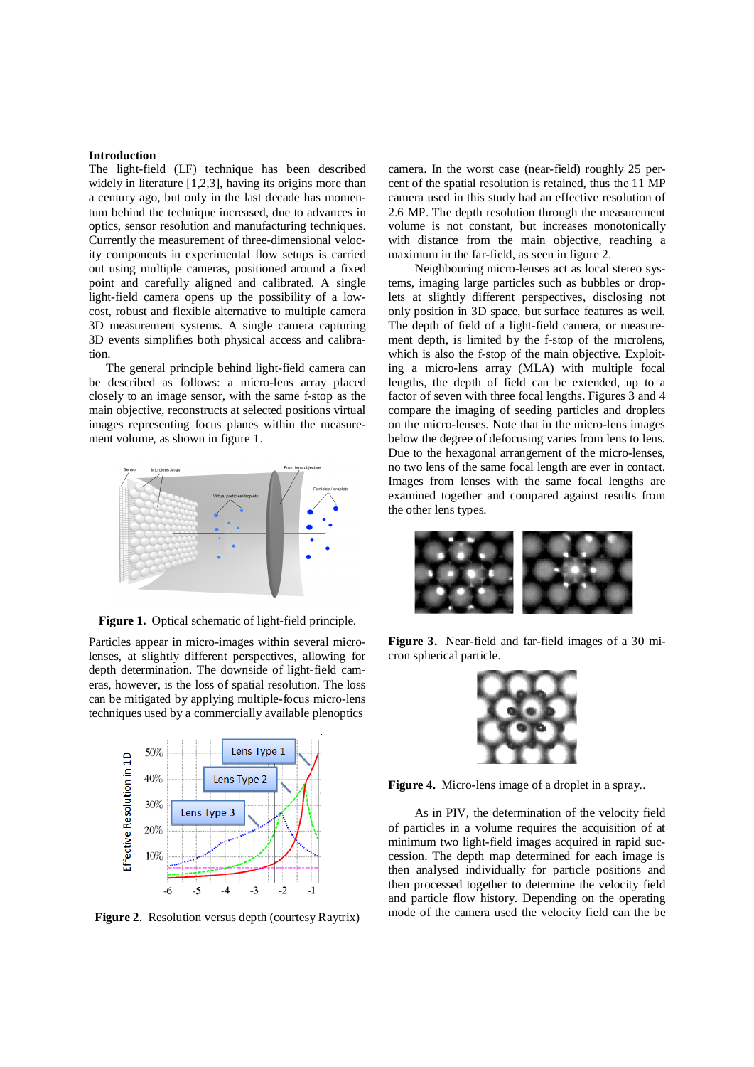## Introduction

The light-field (LF) technique has been described widely in literature [1,2,3], having its origins more than a century ago, but only in the last decade has momentum behind the technique increased, due to advances in optics, sensor resolution and manufacturing techniques. Currently the measurement of three-dimensional velocity components in experimental flow setups is carried out using multiple cameras, positioned around a fixed point and carefully aligned and calibrated. A single light-field camera opens up the possibility of a low-cost, robust and flexible alternative to multiple camera 3D measurement systems. A single camera capturing 3D events simplifies both physical access and calibration.

The general principle behind light-field camera can be described as follows: a micro-lens array placed closely to an image sensor, with the same f-stop as the main objective, reconstructs at selected positions virtual images representing focus planes within the measurement volume, as shown in figure 1.

**Figure 1.** Optical schematic of light-field principle.

Particles appear in micro-images within several micro-lenses, at slightly different perspectives, allowing for depth determination. The downside of light-field cameras, however, is the loss of spatial resolution. The loss can be mitigated by applying multiple-focus micro-lens techniques used by a commercially available plenoptics camera. In the worst case (near-field) roughly 25 percent of the spatial resolution is retained, thus the 11 MP camera used in this study had an effective resolution of 2.6 MP. The depth resolution through the measurement volume is not constant, but increases monotonically with distance from the main objective, reaching a maximum in the far-field, as seen in figure 2.

**Figure 2**. Resolution versus depth (courtesy Raytrix)

Neighbouring micro-lenses act as local stereo systems, imaging large particles such as bubbles or droplets at slightly different perspectives, disclosing not only position in 3D space, but surface features as well. The depth of field of a light-field camera, or measurement depth, is limited by the f-stop of the microlens, which is also the f-stop of the main objective. Exploiting a micro-lens array (MLA) with multiple focal lengths, the depth of field can be extended, up to a factor of seven with three focal lengths. Figures 3 and 4 compare the imaging of seeding particles and droplets on the micro-lenses. Note that in the micro-lens images below the degree of defocusing varies from lens to lens. Due to the hexagonal arrangement of the micro-lenses, no two lens of the same focal length are ever in contact. Images from lenses with the same focal length are examined together and compared against results from the other lens types.

**Figure 3.** Near-field and far-field images of a 30 micron spherical particle.

**Figure 4.** Micro-lens image of a droplet in a spray..

As in PIV, the determination of the velocity field of particles in a volume requires the acquisition of at minimum two light-field images acquired in rapid succession. The depth map determined for each image is then analysed individually for particle positions and then processed together to determine the velocity field and particle flow history. Depending on the operating mode of the camera used the velocity field can the be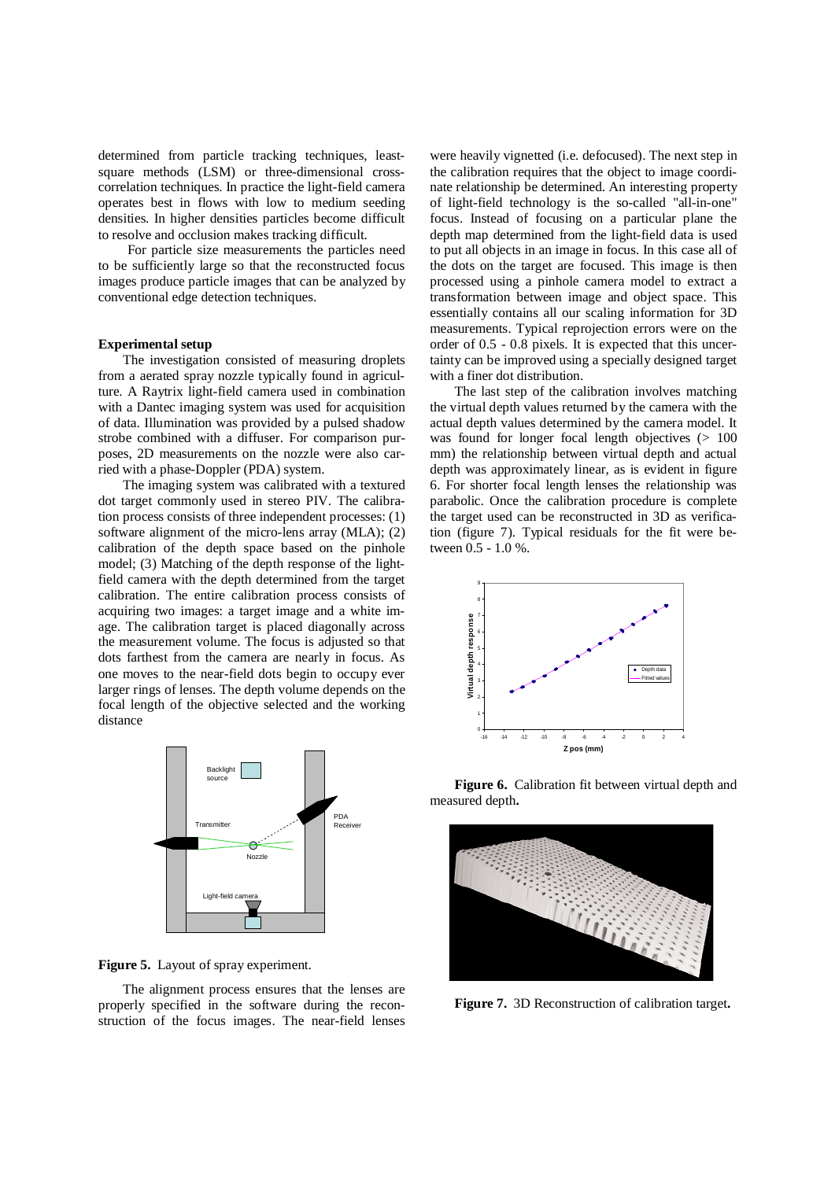determined from particle tracking techniques, least-square methods (LSM) or three-dimensional cross-correlation techniques. In practice the light-field camera operates best in flows with low to medium seeding densities. In higher densities particles become difficult to resolve and occlusion makes tracking difficult.

For particle size measurements the particles need to be sufficiently large so that the reconstructed focus images produce particle images that can be analyzed by conventional edge detection techniques.

## Experimental setup

The investigation consisted of measuring droplets from a aerated spray nozzle typically found in agriculture. A Raytrix light-field camera used in combination with a Dantec imaging system was used for acquisition of data. Illumination was provided by a pulsed shadow strobe combined with a diffuser. For comparison purposes, 2D measurements on the nozzle were also carried with a phase-Doppler (PDA) system.

The imaging system was calibrated with a textured dot target commonly used in stereo PIV. The calibration process consists of three independent processes: (1) software alignment of the micro-lens array (MLA); (2) calibration of the depth space based on the pinhole model; (3) Matching of the depth response of the light-field camera with the depth determined from the target calibration. The entire calibration process consists of acquiring two images: a target image and a white image. The calibration target is placed diagonally across the measurement volume. The focus is adjusted so that dots farthest from the camera are nearly in focus. As one moves to the near-field dots begin to occupy ever larger rings of lenses. The depth volume depends on the focal length of the objective selected and the working distance

**Figure 5.** Layout of spray experiment.

The alignment process ensures that the lenses are properly specified in the software during the reconstruction of the focus images. The near-field lenses were heavily vignetted (i.e. defocused). The next step in the calibration requires that the object to image coordinate relationship be determined. An interesting property of light-field technology is the so-called "all-in-one" focus. Instead of focusing on a particular plane the depth map determined from the light-field data is used to put all objects in an image in focus. In this case all of the dots on the target are focused. This image is then processed using a pinhole camera model to extract a transformation between image and object space. This essentially contains all our scaling information for 3D measurements. Typical reprojection errors were on the order of 0.5 - 0.8 pixels. It is expected that this uncertainty can be improved using a specially designed target with a finer dot distribution.

The last step of the calibration involves matching the virtual depth values returned by the camera with the actual depth values determined by the camera model. It was found for longer focal length objectives (> 100 mm) the relationship between virtual depth and actual depth was approximately linear, as is evident in figure 6. For shorter focal length lenses the relationship was parabolic. Once the calibration procedure is complete the target used can be reconstructed in 3D as verification (figure 7). Typical residuals for the fit were between 0.5 - 1.0 %.

**Figure 6.** Calibration fit between virtual depth and measured depth.

**Figure 7.** 3D Reconstruction of calibration target.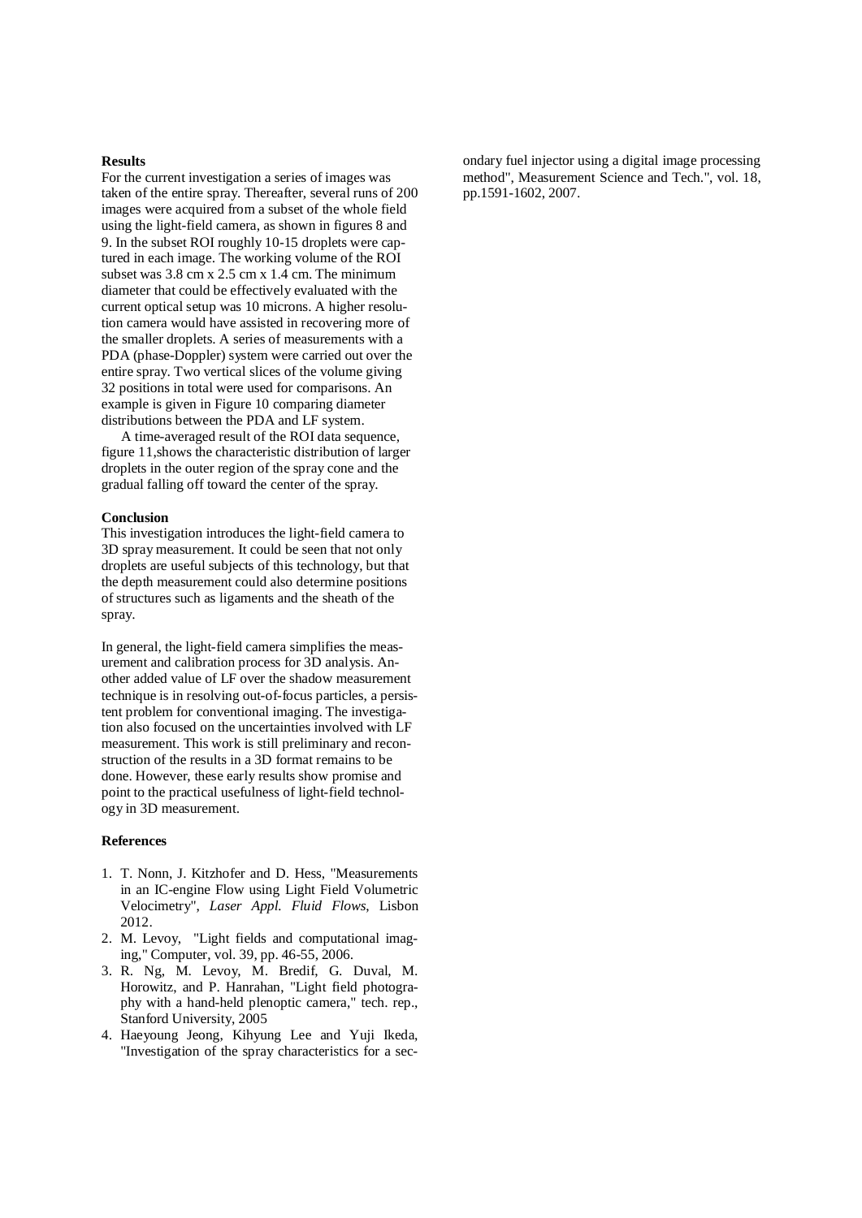**Results**

For the current investigation a series of images was taken of the entire spray. Thereafter, several runs of 200 images were acquired from a subset of the whole field using the light-field camera, as shown in figures 8 and 9. In the subset ROI roughly 10-15 droplets were captured in each image. The working volume of the ROI subset was 3.8 cm x 2.5 cm x 1.4 cm. The minimum diameter that could be effectively evaluated with the current optical setup was 10 microns. A higher resolution camera would have assisted in recovering more of the smaller droplets. A series of measurements with a PDA (phase-Doppler) system were carried out over the entire spray. Two vertical slices of the volume giving 32 positions in total were used for comparisons. An example is given in Figure 10 comparing diameter distributions between the PDA and LF system.

A time-averaged result of the ROI data sequence, figure 11,shows the characteristic distribution of larger droplets in the outer region of the spray cone and the gradual falling off toward the center of the spray.

**Conclusion**

This investigation introduces the light-field camera to 3D spray measurement. It could be seen that not only droplets are useful subjects of this technology, but that the depth measurement could also determine positions of structures such as ligaments and the sheath of the spray.

In general, the light-field camera simplifies the measurement and calibration process for 3D analysis. Another added value of LF over the shadow measurement technique is in resolving out-of-focus particles, a persistent problem for conventional imaging. The investigation also focused on the uncertainties involved with LF measurement. This work is still preliminary and reconstruction of the results in a 3D format remains to be done. However, these early results show promise and point to the practical usefulness of light-field technology in 3D measurement.

**References**

1. T. Nonn, J. Kitzhofer and D. Hess, "Measurements in an IC-engine Flow using Light Field Volumetric Velocimetry", *Laser Appl. Fluid Flows*, Lisbon 2012.
2. M. Levoy, "Light fields and computational imaging," Computer, vol. 39, pp. 46-55, 2006.
3. R. Ng, M. Levoy, M. Bredif, G. Duval, M. Horowitz, and P. Hanrahan, "Light field photography with a hand-held plenoptic camera," tech. rep., Stanford University, 2005
4. Haeyoung Jeong, Kihyung Lee and Yuji Ikeda, "Investigation of the spray characteristics for a secondary fuel injector using a digital image processing method", Measurement Science and Tech.", vol. 18, pp.1591-1602, 2007.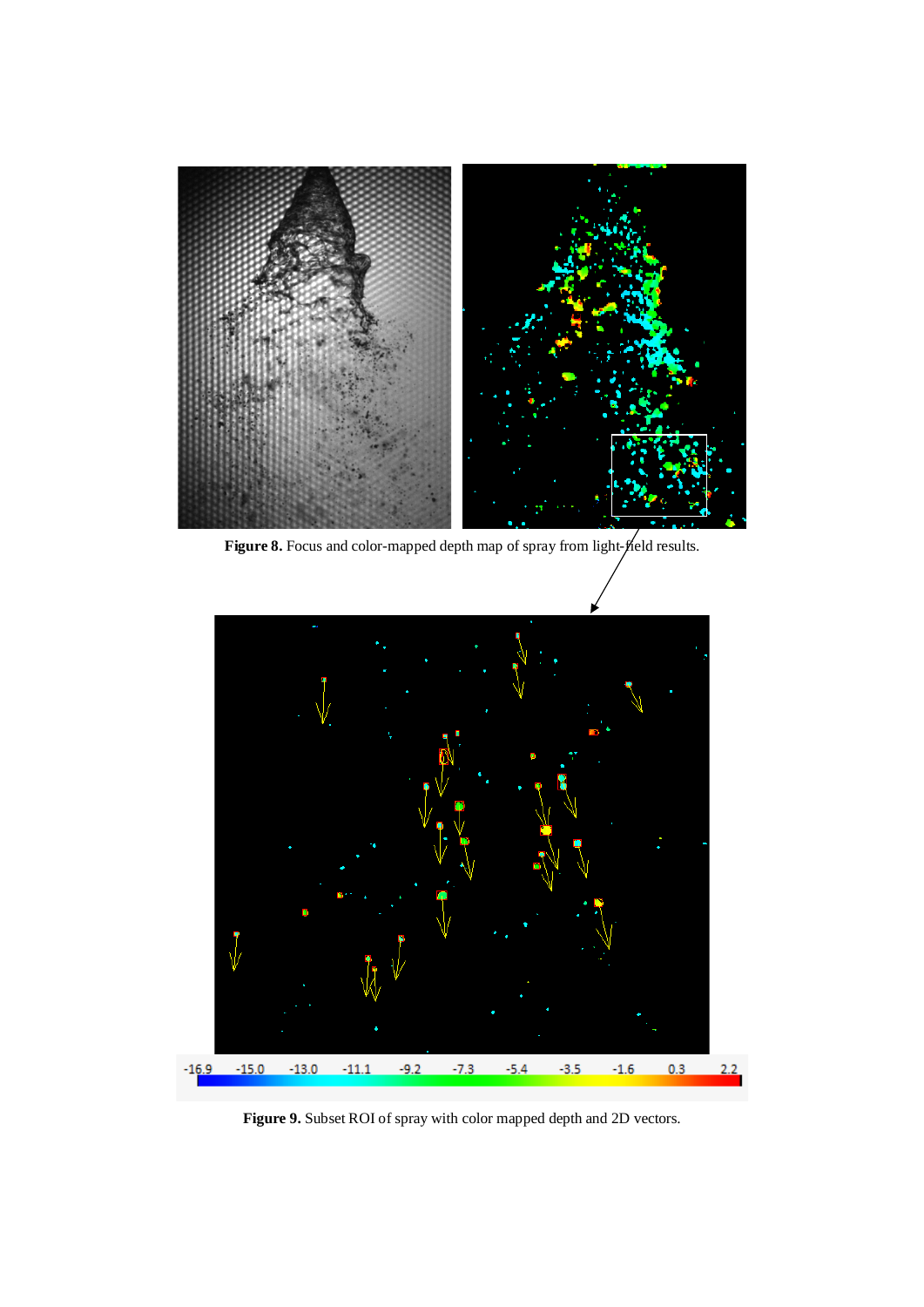**Figure 8.** Focus and color-mapped depth map of spray from light-field results.

**Figure 9.** Subset ROI of spray with color mapped depth and 2D vectors.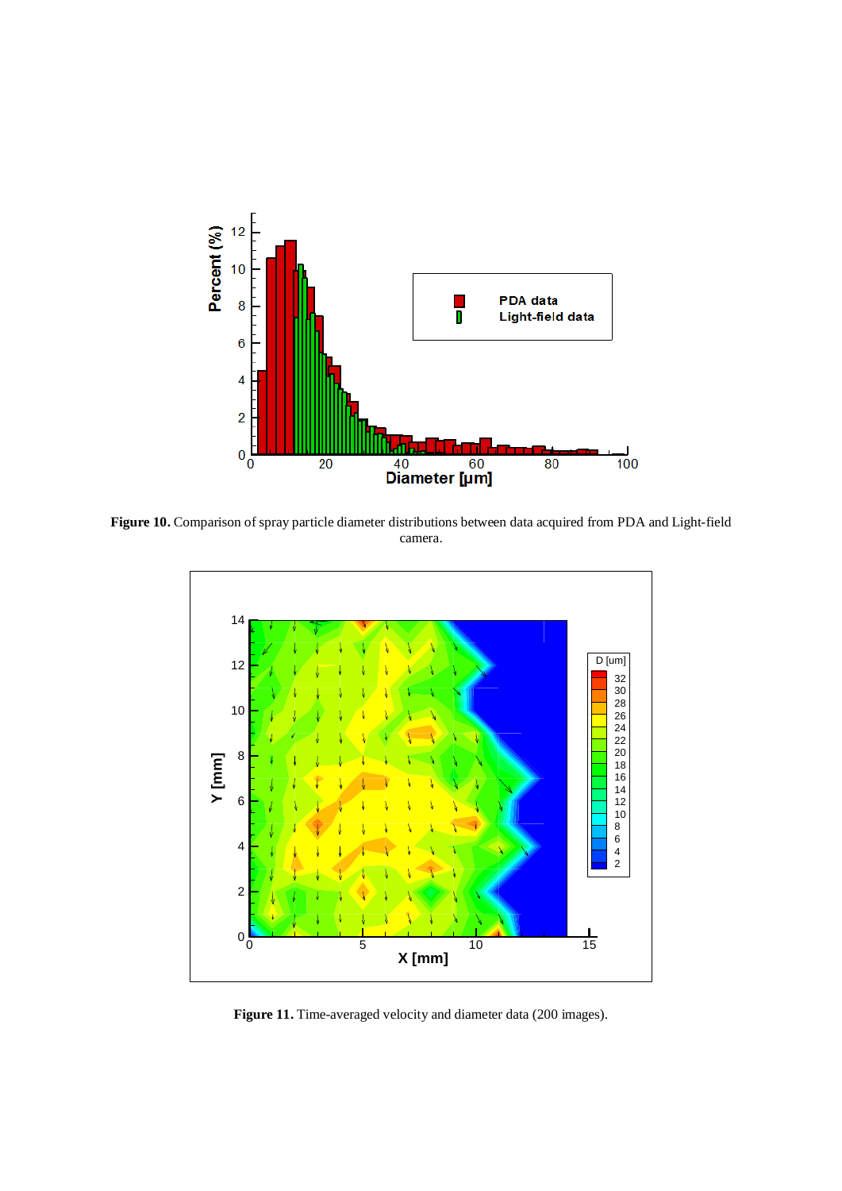Percent (%)
12
10
8
6
4
2
0
0
20
40
60
80
100
Diameter [µm]

PDA data
Light-field data

**Figure 10.** Comparison of spray particle diameter distributions between data acquired from PDA and Light-field camera.

Y [mm]
14
12
10
8
6
4
2
0
0
5
10
15
X [mm]

D [um]
32
30
28
26
24
22
20
18
16
14
12
10
8
6
4
2

**Figure 11.** Time-averaged velocity and diameter data (200 images).